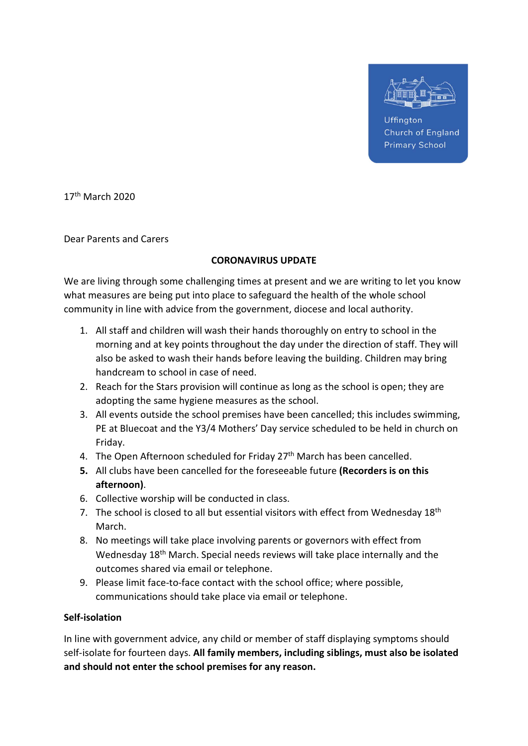Uffington Church of England Primary School

17th March 2020

Dear Parents and Carers

**CORONAVIRUS UPDATE**

We are living through some challenging times at present and we are writing to let you know what measures are being put into place to safeguard the health of the whole school community in line with advice from the government, diocese and local authority.

1. All staff and children will wash their hands thoroughly on entry to school in the morning and at key points throughout the day under the direction of staff. They will also be asked to wash their hands before leaving the building. Children may bring handcream to school in case of need.
2. Reach for the Stars provision will continue as long as the school is open; they are adopting the same hygiene measures as the school.
3. All events outside the school premises have been cancelled; this includes swimming, PE at Bluecoat and the Y3/4 Mothers' Day service scheduled to be held in church on Friday.
4. The Open Afternoon scheduled for Friday 27th March has been cancelled.
5. All clubs have been cancelled for the foreseeable future **(Recorders is on this afternoon)**.
6. Collective worship will be conducted in class.
7. The school is closed to all but essential visitors with effect from Wednesday 18th March.
8. No meetings will take place involving parents or governors with effect from Wednesday 18th March. Special needs reviews will take place internally and the outcomes shared via email or telephone.
9. Please limit face-to-face contact with the school office; where possible, communications should take place via email or telephone.

**Self-isolation**

In line with government advice, any child or member of staff displaying symptoms should self-isolate for fourteen days. **All family members, including siblings, must also be isolated and should not enter the school premises for any reason.**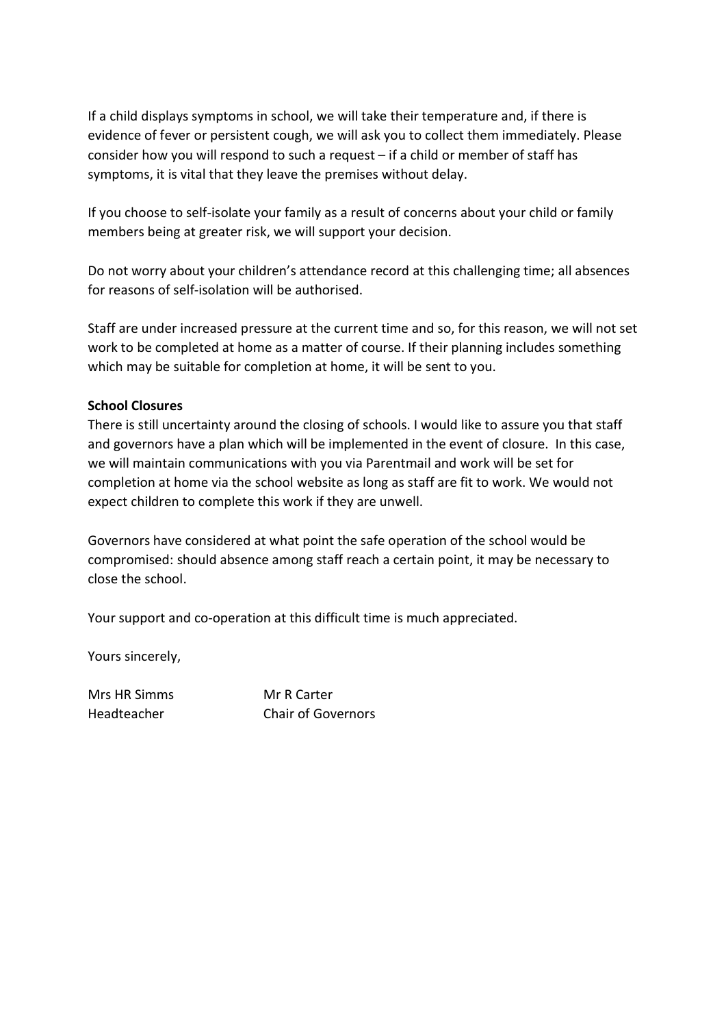If a child displays symptoms in school, we will take their temperature and, if there is evidence of fever or persistent cough, we will ask you to collect them immediately. Please consider how you will respond to such a request – if a child or member of staff has symptoms, it is vital that they leave the premises without delay.

If you choose to self-isolate your family as a result of concerns about your child or family members being at greater risk, we will support your decision.

Do not worry about your children's attendance record at this challenging time; all absences for reasons of self-isolation will be authorised.

Staff are under increased pressure at the current time and so, for this reason, we will not set work to be completed at home as a matter of course. If their planning includes something which may be suitable for completion at home, it will be sent to you.

**School Closures**

There is still uncertainty around the closing of schools. I would like to assure you that staff and governors have a plan which will be implemented in the event of closure. In this case, we will maintain communications with you via Parentmail and work will be set for completion at home via the school website as long as staff are fit to work. We would not expect children to complete this work if they are unwell.

Governors have considered at what point the safe operation of the school would be compromised: should absence among staff reach a certain point, it may be necessary to close the school.

Your support and co-operation at this difficult time is much appreciated.

Yours sincerely,

Mrs HR Simms
Headteacher

Mr R Carter
Chair of Governors